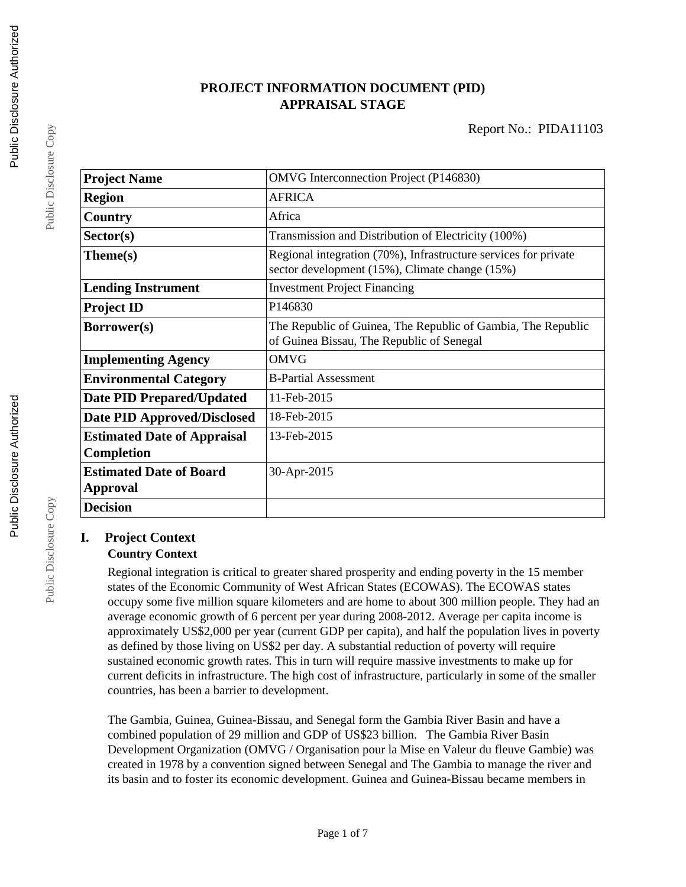# PROJECT INFORMATION DOCUMENT (PID)
## APPRAISAL STAGE

Report No.: PIDA11103

| | |
|---|---|
| **Project Name** | OMVG Interconnection Project (P146830) |
| **Region** | AFRICA |
| **Country** | Africa |
| **Sector(s)** | Transmission and Distribution of Electricity (100%) |
| **Theme(s)** | Regional integration (70%), Infrastructure services for private sector development (15%), Climate change (15%) |
| **Lending Instrument** | Investment Project Financing |
| **Project ID** | P146830 |
| **Borrower(s)** | The Republic of Guinea, The Republic of Gambia, The Republic of Guinea Bissau, The Republic of Senegal |
| **Implementing Agency** | OMVG |
| **Environmental Category** | B-Partial Assessment |
| **Date PID Prepared/Updated** | 11-Feb-2015 |
| **Date PID Approved/Disclosed** | 18-Feb-2015 |
| **Estimated Date of Appraisal Completion** | 13-Feb-2015 |
| **Estimated Date of Board Approval** | 30-Apr-2015 |
| **Decision** | |

## I. Project Context

### Country Context

Regional integration is critical to greater shared prosperity and ending poverty in the 15 member states of the Economic Community of West African States (ECOWAS). The ECOWAS states occupy some five million square kilometers and are home to about 300 million people. They had an average economic growth of 6 percent per year during 2008-2012. Average per capita income is approximately US$2,000 per year (current GDP per capita), and half the population lives in poverty as defined by those living on US$2 per day. A substantial reduction of poverty will require sustained economic growth rates. This in turn will require massive investments to make up for current deficits in infrastructure. The high cost of infrastructure, particularly in some of the smaller countries, has been a barrier to development.

The Gambia, Guinea, Guinea-Bissau, and Senegal form the Gambia River Basin and have a combined population of 29 million and GDP of US$23 billion. The Gambia River Basin Development Organization (OMVG / Organisation pour la Mise en Valeur du fleuve Gambie) was created in 1978 by a convention signed between Senegal and The Gambia to manage the river and its basin and to foster its economic development. Guinea and Guinea-Bissau became members in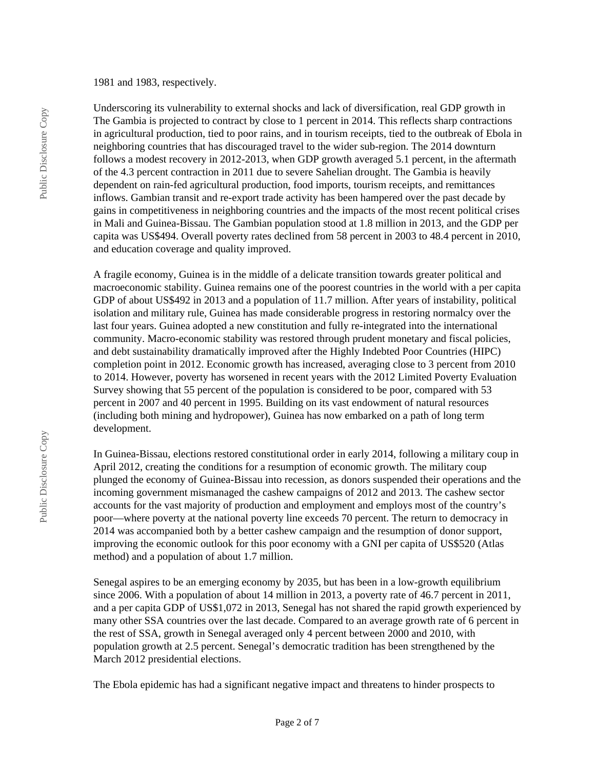1981 and 1983, respectively.

Underscoring its vulnerability to external shocks and lack of diversification, real GDP growth in The Gambia is projected to contract by close to 1 percent in 2014. This reflects sharp contractions in agricultural production, tied to poor rains, and in tourism receipts, tied to the outbreak of Ebola in neighboring countries that has discouraged travel to the wider sub-region. The 2014 downturn follows a modest recovery in 2012-2013, when GDP growth averaged 5.1 percent, in the aftermath of the 4.3 percent contraction in 2011 due to severe Sahelian drought. The Gambia is heavily dependent on rain-fed agricultural production, food imports, tourism receipts, and remittances inflows. Gambian transit and re-export trade activity has been hampered over the past decade by gains in competitiveness in neighboring countries and the impacts of the most recent political crises in Mali and Guinea-Bissau. The Gambian population stood at 1.8 million in 2013, and the GDP per capita was US$494. Overall poverty rates declined from 58 percent in 2003 to 48.4 percent in 2010, and education coverage and quality improved.

A fragile economy, Guinea is in the middle of a delicate transition towards greater political and macroeconomic stability. Guinea remains one of the poorest countries in the world with a per capita GDP of about US$492 in 2013 and a population of 11.7 million. After years of instability, political isolation and military rule, Guinea has made considerable progress in restoring normalcy over the last four years. Guinea adopted a new constitution and fully re-integrated into the international community. Macro-economic stability was restored through prudent monetary and fiscal policies, and debt sustainability dramatically improved after the Highly Indebted Poor Countries (HIPC) completion point in 2012. Economic growth has increased, averaging close to 3 percent from 2010 to 2014. However, poverty has worsened in recent years with the 2012 Limited Poverty Evaluation Survey showing that 55 percent of the population is considered to be poor, compared with 53 percent in 2007 and 40 percent in 1995. Building on its vast endowment of natural resources (including both mining and hydropower), Guinea has now embarked on a path of long term development.

In Guinea-Bissau, elections restored constitutional order in early 2014, following a military coup in April 2012, creating the conditions for a resumption of economic growth. The military coup plunged the economy of Guinea-Bissau into recession, as donors suspended their operations and the incoming government mismanaged the cashew campaigns of 2012 and 2013. The cashew sector accounts for the vast majority of production and employment and employs most of the country's poor—where poverty at the national poverty line exceeds 70 percent. The return to democracy in 2014 was accompanied both by a better cashew campaign and the resumption of donor support, improving the economic outlook for this poor economy with a GNI per capita of US$520 (Atlas method) and a population of about 1.7 million.

Senegal aspires to be an emerging economy by 2035, but has been in a low-growth equilibrium since 2006. With a population of about 14 million in 2013, a poverty rate of 46.7 percent in 2011, and a per capita GDP of US$1,072 in 2013, Senegal has not shared the rapid growth experienced by many other SSA countries over the last decade. Compared to an average growth rate of 6 percent in the rest of SSA, growth in Senegal averaged only 4 percent between 2000 and 2010, with population growth at 2.5 percent. Senegal's democratic tradition has been strengthened by the March 2012 presidential elections.

The Ebola epidemic has had a significant negative impact and threatens to hinder prospects to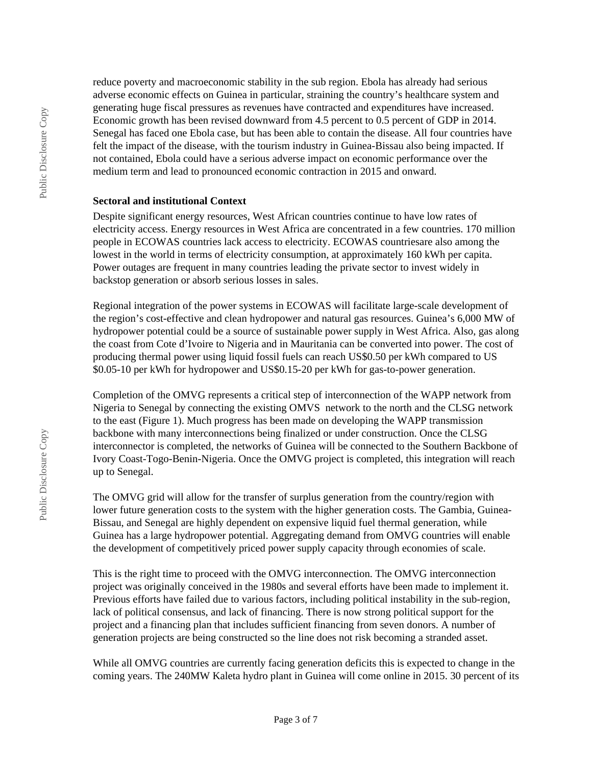reduce poverty and macroeconomic stability in the sub region. Ebola has already had serious adverse economic effects on Guinea in particular, straining the country's healthcare system and generating huge fiscal pressures as revenues have contracted and expenditures have increased. Economic growth has been revised downward from 4.5 percent to 0.5 percent of GDP in 2014. Senegal has faced one Ebola case, but has been able to contain the disease. All four countries have felt the impact of the disease, with the tourism industry in Guinea-Bissau also being impacted. If not contained, Ebola could have a serious adverse impact on economic performance over the medium term and lead to pronounced economic contraction in 2015 and onward.

**Sectoral and institutional Context**

Despite significant energy resources, West African countries continue to have low rates of electricity access. Energy resources in West Africa are concentrated in a few countries. 170 million people in ECOWAS countries lack access to electricity. ECOWAS countriesare also among the lowest in the world in terms of electricity consumption, at approximately 160 kWh per capita. Power outages are frequent in many countries leading the private sector to invest widely in backstop generation or absorb serious losses in sales.

Regional integration of the power systems in ECOWAS will facilitate large-scale development of the region's cost-effective and clean hydropower and natural gas resources. Guinea's 6,000 MW of hydropower potential could be a source of sustainable power supply in West Africa. Also, gas along the coast from Cote d'Ivoire to Nigeria and in Mauritania can be converted into power. The cost of producing thermal power using liquid fossil fuels can reach US$0.50 per kWh compared to US $0.05-10 per kWh for hydropower and US$0.15-20 per kWh for gas-to-power generation.

Completion of the OMVG represents a critical step of interconnection of the WAPP network from Nigeria to Senegal by connecting the existing OMVS network to the north and the CLSG network to the east (Figure 1). Much progress has been made on developing the WAPP transmission backbone with many interconnections being finalized or under construction. Once the CLSG interconnector is completed, the networks of Guinea will be connected to the Southern Backbone of Ivory Coast-Togo-Benin-Nigeria. Once the OMVG project is completed, this integration will reach up to Senegal.

The OMVG grid will allow for the transfer of surplus generation from the country/region with lower future generation costs to the system with the higher generation costs. The Gambia, Guinea-Bissau, and Senegal are highly dependent on expensive liquid fuel thermal generation, while Guinea has a large hydropower potential. Aggregating demand from OMVG countries will enable the development of competitively priced power supply capacity through economies of scale.

This is the right time to proceed with the OMVG interconnection. The OMVG interconnection project was originally conceived in the 1980s and several efforts have been made to implement it. Previous efforts have failed due to various factors, including political instability in the sub-region, lack of political consensus, and lack of financing. There is now strong political support for the project and a financing plan that includes sufficient financing from seven donors. A number of generation projects are being constructed so the line does not risk becoming a stranded asset.

While all OMVG countries are currently facing generation deficits this is expected to change in the coming years. The 240MW Kaleta hydro plant in Guinea will come online in 2015. 30 percent of its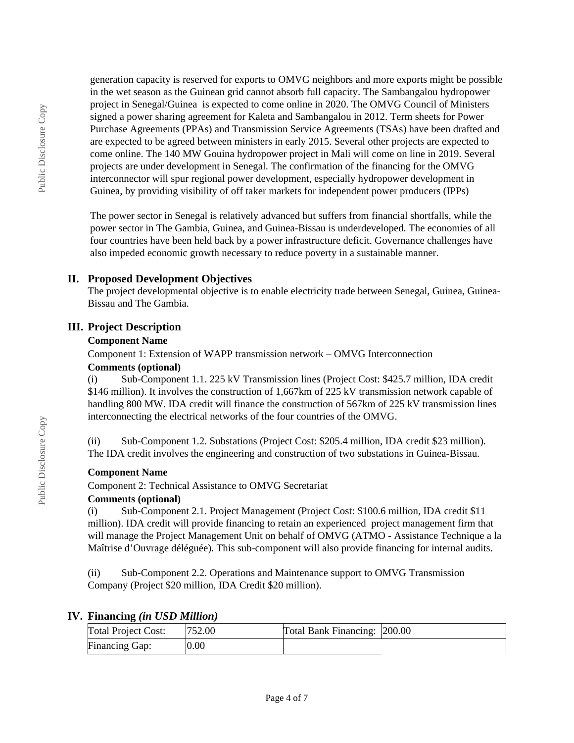generation capacity is reserved for exports to OMVG neighbors and more exports might be possible in the wet season as the Guinean grid cannot absorb full capacity. The Sambangalou hydropower project in Senegal/Guinea is expected to come online in 2020. The OMVG Council of Ministers signed a power sharing agreement for Kaleta and Sambangalou in 2012. Term sheets for Power Purchase Agreements (PPAs) and Transmission Service Agreements (TSAs) have been drafted and are expected to be agreed between ministers in early 2015. Several other projects are expected to come online. The 140 MW Gouina hydropower project in Mali will come on line in 2019. Several projects are under development in Senegal. The confirmation of the financing for the OMVG interconnector will spur regional power development, especially hydropower development in Guinea, by providing visibility of off taker markets for independent power producers (IPPs)

The power sector in Senegal is relatively advanced but suffers from financial shortfalls, while the power sector in The Gambia, Guinea, and Guinea-Bissau is underdeveloped. The economies of all four countries have been held back by a power infrastructure deficit. Governance challenges have also impeded economic growth necessary to reduce poverty in a sustainable manner.

## II. Proposed Development Objectives

The project developmental objective is to enable electricity trade between Senegal, Guinea, Guinea-Bissau and The Gambia.

## III. Project Description

**Component Name**

Component 1: Extension of WAPP transmission network – OMVG Interconnection

**Comments (optional)**

(i) Sub-Component 1.1. 225 kV Transmission lines (Project Cost: $425.7 million, IDA credit $146 million). It involves the construction of 1,667km of 225 kV transmission network capable of handling 800 MW. IDA credit will finance the construction of 567km of 225 kV transmission lines interconnecting the electrical networks of the four countries of the OMVG.

(ii) Sub-Component 1.2. Substations (Project Cost: $205.4 million, IDA credit $23 million). The IDA credit involves the engineering and construction of two substations in Guinea-Bissau.

**Component Name**

Component 2: Technical Assistance to OMVG Secretariat

**Comments (optional)**

(i) Sub-Component 2.1. Project Management (Project Cost: $100.6 million, IDA credit $11 million). IDA credit will provide financing to retain an experienced project management firm that will manage the Project Management Unit on behalf of OMVG (ATMO - Assistance Technique a la Maîtrise d'Ouvrage déléguée). This sub-component will also provide financing for internal audits.

(ii) Sub-Component 2.2. Operations and Maintenance support to OMVG Transmission Company (Project $20 million, IDA Credit $20 million).

## IV. Financing *(in USD Million)*

| | | | |
|---|---|---|---|
| Total Project Cost: | 752.00 | Total Bank Financing: | 200.00 |
| Financing Gap: | 0.00 | | |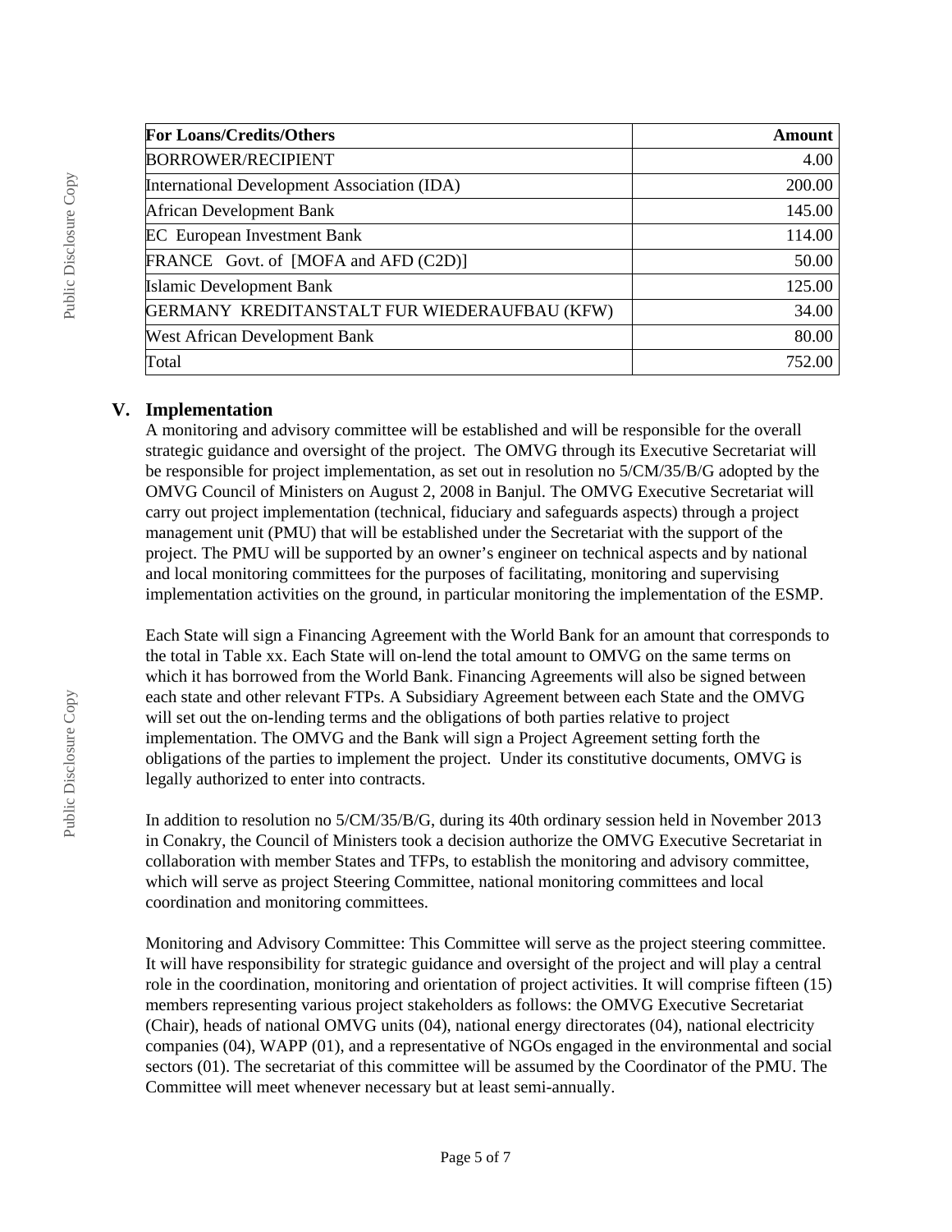| For Loans/Credits/Others | Amount |
|---|---|
| BORROWER/RECIPIENT | 4.00 |
| International Development Association (IDA) | 200.00 |
| African Development Bank | 145.00 |
| EC European Investment Bank | 114.00 |
| FRANCE Govt. of [MOFA and AFD (C2D)] | 50.00 |
| Islamic Development Bank | 125.00 |
| GERMANY KREDITANSTALT FUR WIEDERAUFBAU (KFW) | 34.00 |
| West African Development Bank | 80.00 |
| Total | 752.00 |

## V. Implementation

A monitoring and advisory committee will be established and will be responsible for the overall strategic guidance and oversight of the project. The OMVG through its Executive Secretariat will be responsible for project implementation, as set out in resolution no 5/CM/35/B/G adopted by the OMVG Council of Ministers on August 2, 2008 in Banjul. The OMVG Executive Secretariat will carry out project implementation (technical, fiduciary and safeguards aspects) through a project management unit (PMU) that will be established under the Secretariat with the support of the project. The PMU will be supported by an owner's engineer on technical aspects and by national and local monitoring committees for the purposes of facilitating, monitoring and supervising implementation activities on the ground, in particular monitoring the implementation of the ESMP.

Each State will sign a Financing Agreement with the World Bank for an amount that corresponds to the total in Table xx. Each State will on-lend the total amount to OMVG on the same terms on which it has borrowed from the World Bank. Financing Agreements will also be signed between each state and other relevant FTPs. A Subsidiary Agreement between each State and the OMVG will set out the on-lending terms and the obligations of both parties relative to project implementation. The OMVG and the Bank will sign a Project Agreement setting forth the obligations of the parties to implement the project. Under its constitutive documents, OMVG is legally authorized to enter into contracts.

In addition to resolution no 5/CM/35/B/G, during its 40th ordinary session held in November 2013 in Conakry, the Council of Ministers took a decision authorize the OMVG Executive Secretariat in collaboration with member States and TFPs, to establish the monitoring and advisory committee, which will serve as project Steering Committee, national monitoring committees and local coordination and monitoring committees.

Monitoring and Advisory Committee: This Committee will serve as the project steering committee. It will have responsibility for strategic guidance and oversight of the project and will play a central role in the coordination, monitoring and orientation of project activities. It will comprise fifteen (15) members representing various project stakeholders as follows: the OMVG Executive Secretariat (Chair), heads of national OMVG units (04), national energy directorates (04), national electricity companies (04), WAPP (01), and a representative of NGOs engaged in the environmental and social sectors (01). The secretariat of this committee will be assumed by the Coordinator of the PMU. The Committee will meet whenever necessary but at least semi-annually.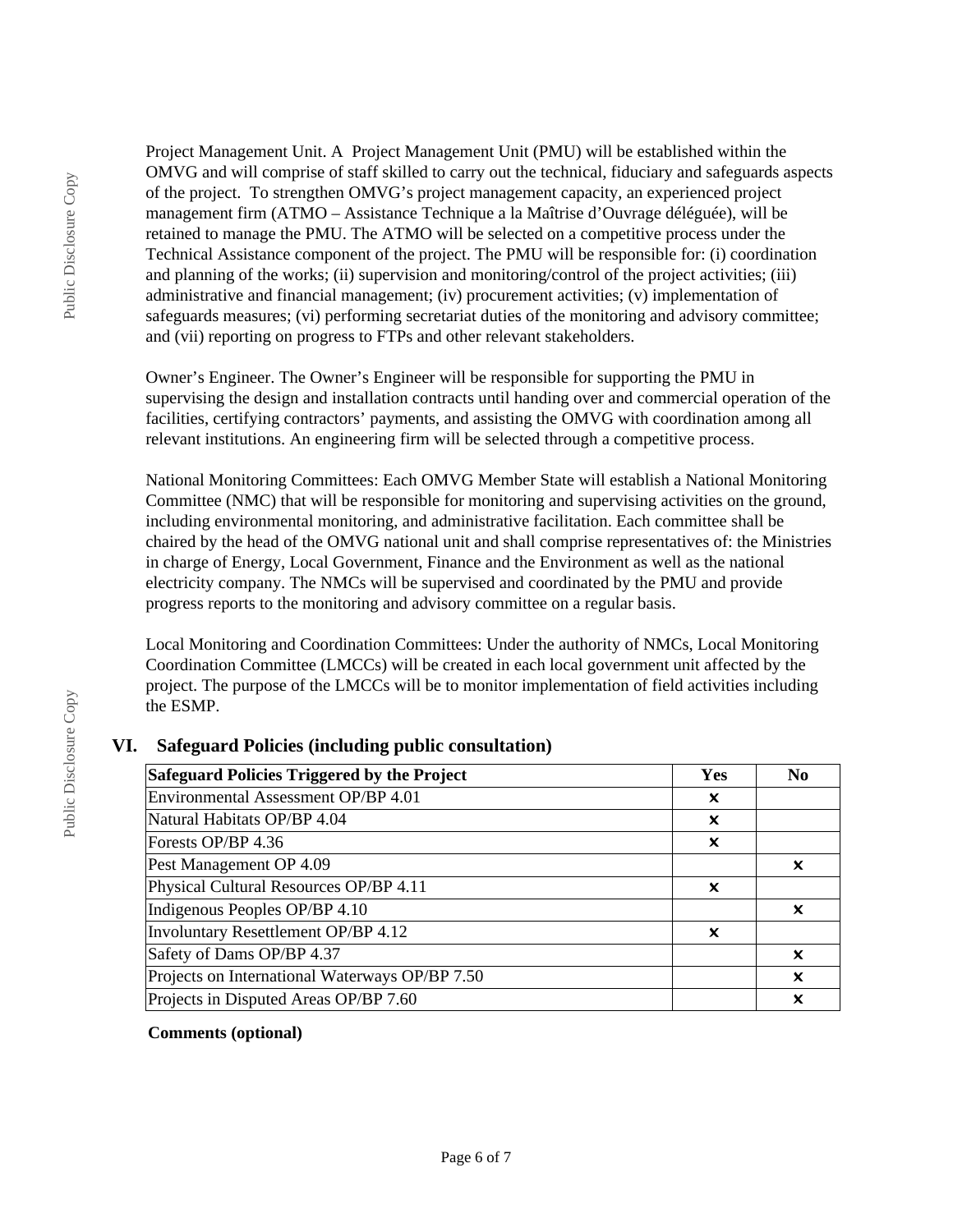Project Management Unit. A Project Management Unit (PMU) will be established within the OMVG and will comprise of staff skilled to carry out the technical, fiduciary and safeguards aspects of the project. To strengthen OMVG's project management capacity, an experienced project management firm (ATMO – Assistance Technique a la Maîtrise d'Ouvrage déléguée), will be retained to manage the PMU. The ATMO will be selected on a competitive process under the Technical Assistance component of the project. The PMU will be responsible for: (i) coordination and planning of the works; (ii) supervision and monitoring/control of the project activities; (iii) administrative and financial management; (iv) procurement activities; (v) implementation of safeguards measures; (vi) performing secretariat duties of the monitoring and advisory committee; and (vii) reporting on progress to FTPs and other relevant stakeholders.

Owner's Engineer. The Owner's Engineer will be responsible for supporting the PMU in supervising the design and installation contracts until handing over and commercial operation of the facilities, certifying contractors' payments, and assisting the OMVG with coordination among all relevant institutions. An engineering firm will be selected through a competitive process.

National Monitoring Committees: Each OMVG Member State will establish a National Monitoring Committee (NMC) that will be responsible for monitoring and supervising activities on the ground, including environmental monitoring, and administrative facilitation. Each committee shall be chaired by the head of the OMVG national unit and shall comprise representatives of: the Ministries in charge of Energy, Local Government, Finance and the Environment as well as the national electricity company. The NMCs will be supervised and coordinated by the PMU and provide progress reports to the monitoring and advisory committee on a regular basis.

Local Monitoring and Coordination Committees: Under the authority of NMCs, Local Monitoring Coordination Committee (LMCCs) will be created in each local government unit affected by the project. The purpose of the LMCCs will be to monitor implementation of field activities including the ESMP.

## VI. Safeguard Policies (including public consultation)

| Safeguard Policies Triggered by the Project | Yes | No |
|---|---|---|
| Environmental Assessment OP/BP 4.01 | x | |
| Natural Habitats OP/BP 4.04 | x | |
| Forests OP/BP 4.36 | x | |
| Pest Management OP 4.09 | | x |
| Physical Cultural Resources OP/BP 4.11 | x | |
| Indigenous Peoples OP/BP 4.10 | | x |
| Involuntary Resettlement OP/BP 4.12 | x | |
| Safety of Dams OP/BP 4.37 | | x |
| Projects on International Waterways OP/BP 7.50 | | x |
| Projects in Disputed Areas OP/BP 7.60 | | x |

**Comments (optional)**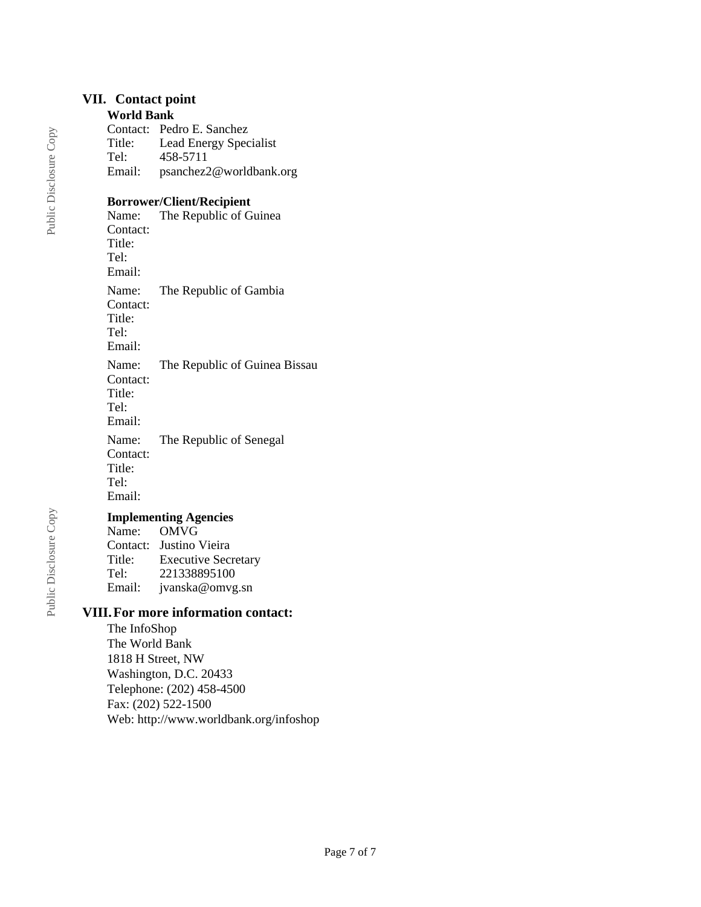## VII. Contact point

**World Bank**

Contact: Pedro E. Sanchez
Title: Lead Energy Specialist
Tel: 458-5711
Email: psanchez2@worldbank.org

**Borrower/Client/Recipient**

Name: The Republic of Guinea
Contact:
Title:
Tel:
Email:

Name: The Republic of Gambia
Contact:
Title:
Tel:
Email:

Name: The Republic of Guinea Bissau
Contact:
Title:
Tel:
Email:

Name: The Republic of Senegal
Contact:
Title:
Tel:
Email:

**Implementing Agencies**

Name: OMVG
Contact: Justino Vieira
Title: Executive Secretary
Tel: 221338895100
Email: jvanska@omvg.sn

## VIII. For more information contact:

The InfoShop
The World Bank
1818 H Street, NW
Washington, D.C. 20433
Telephone: (202) 458-4500
Fax: (202) 522-1500
Web: http://www.worldbank.org/infoshop